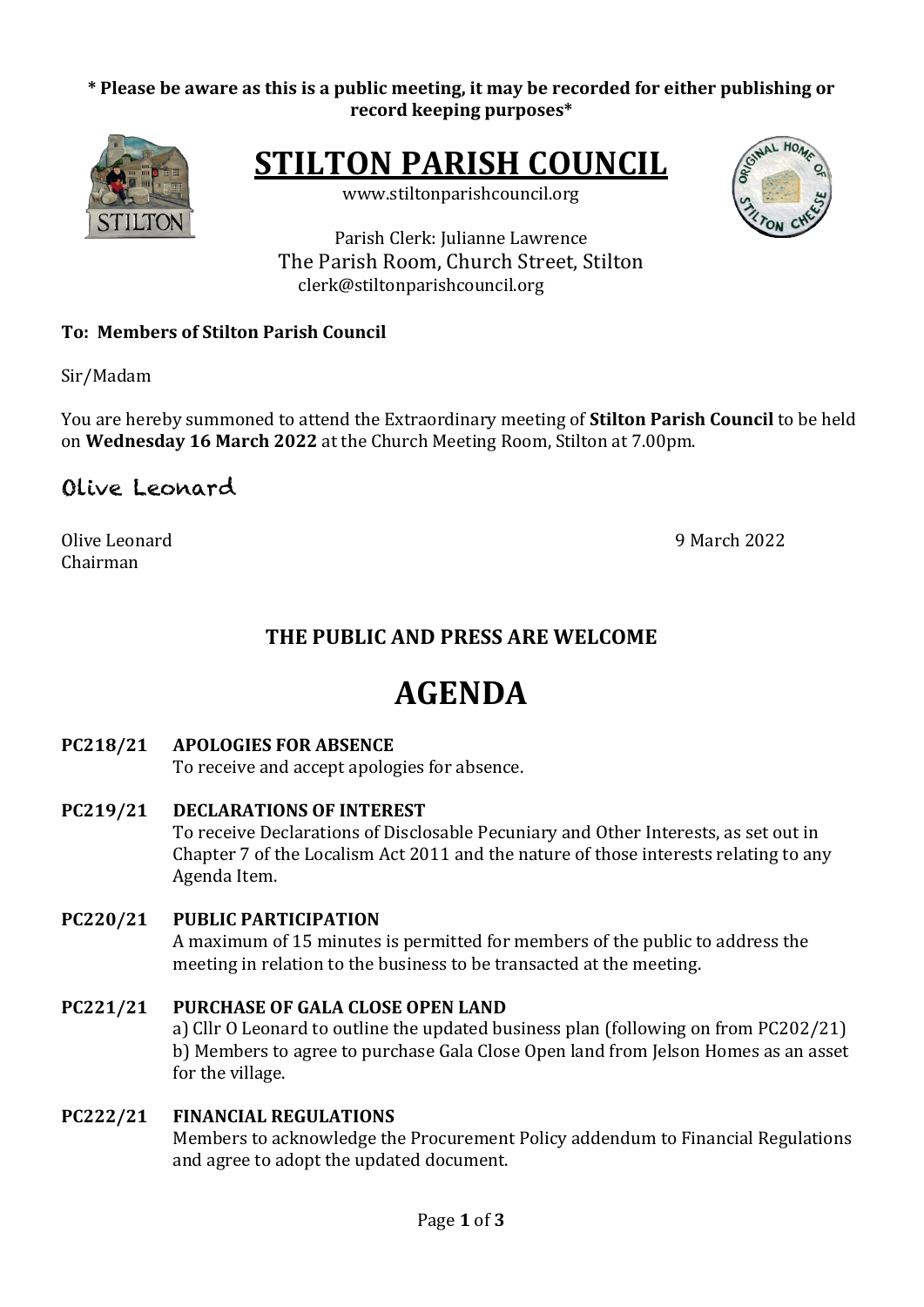**\* Please be aware as this is a public meeting, it may be recorded for either publishing or record keeping purposes\***

# STILTON PARISH COUNCIL

www.stiltonparishcouncil.org

Parish Clerk: Julianne Lawrence
The Parish Room, Church Street, Stilton
clerk@stiltonparishcouncil.org

**To: Members of Stilton Parish Council**

Sir/Madam

You are hereby summoned to attend the Extraordinary meeting of **Stilton Parish Council** to be held on **Wednesday 16 March 2022** at the Church Meeting Room, Stilton at 7.00pm.

Olive Leonard

Olive Leonard
Chairman

9 March 2022

## THE PUBLIC AND PRESS ARE WELCOME

# AGENDA

**PC218/21 APOLOGIES FOR ABSENCE**
To receive and accept apologies for absence.

**PC219/21 DECLARATIONS OF INTEREST**
To receive Declarations of Disclosable Pecuniary and Other Interests, as set out in Chapter 7 of the Localism Act 2011 and the nature of those interests relating to any Agenda Item.

**PC220/21 PUBLIC PARTICIPATION**
A maximum of 15 minutes is permitted for members of the public to address the meeting in relation to the business to be transacted at the meeting.

**PC221/21 PURCHASE OF GALA CLOSE OPEN LAND**
a) Cllr O Leonard to outline the updated business plan (following on from PC202/21)
b) Members to agree to purchase Gala Close Open land from Jelson Homes as an asset for the village.

**PC222/21 FINANCIAL REGULATIONS**
Members to acknowledge the Procurement Policy addendum to Financial Regulations and agree to adopt the updated document.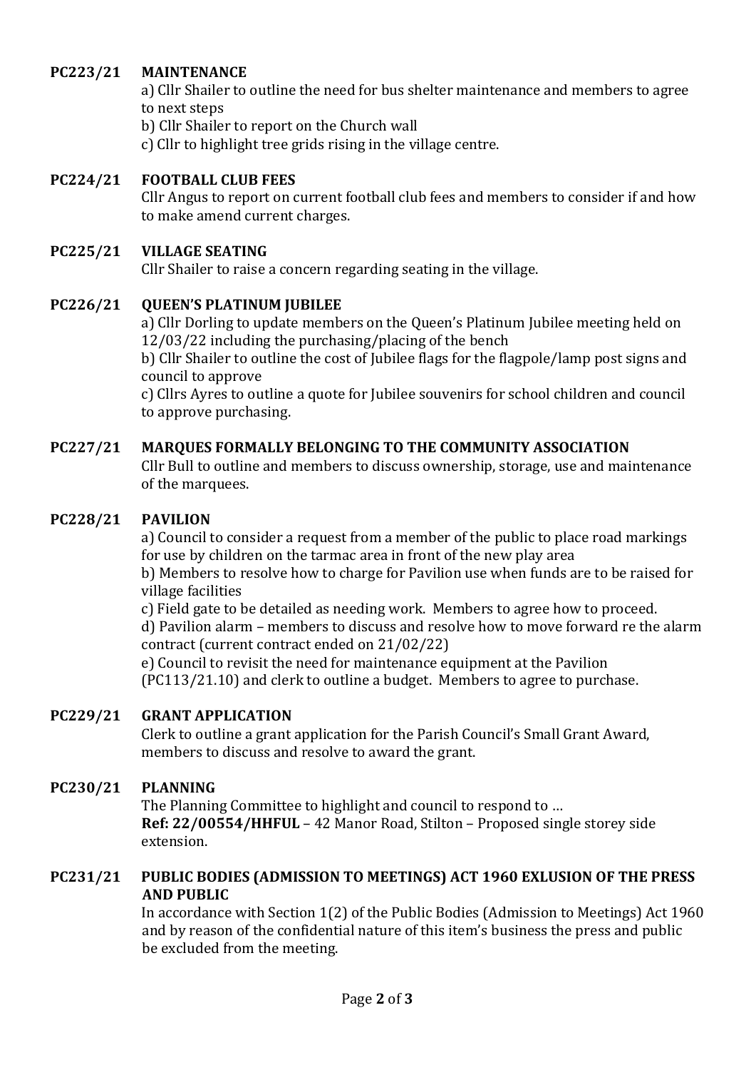**PC223/21 MAINTENANCE**

a) Cllr Shailer to outline the need for bus shelter maintenance and members to agree to next steps
b) Cllr Shailer to report on the Church wall
c) Cllr to highlight tree grids rising in the village centre.

**PC224/21 FOOTBALL CLUB FEES**

Cllr Angus to report on current football club fees and members to consider if and how to make amend current charges.

**PC225/21 VILLAGE SEATING**

Cllr Shailer to raise a concern regarding seating in the village.

**PC226/21 QUEEN'S PLATINUM JUBILEE**

a) Cllr Dorling to update members on the Queen's Platinum Jubilee meeting held on 12/03/22 including the purchasing/placing of the bench
b) Cllr Shailer to outline the cost of Jubilee flags for the flagpole/lamp post signs and council to approve
c) Cllrs Ayres to outline a quote for Jubilee souvenirs for school children and council to approve purchasing.

**PC227/21 MARQUES FORMALLY BELONGING TO THE COMMUNITY ASSOCIATION**

Cllr Bull to outline and members to discuss ownership, storage, use and maintenance of the marquees.

**PC228/21 PAVILION**

a) Council to consider a request from a member of the public to place road markings for use by children on the tarmac area in front of the new play area
b) Members to resolve how to charge for Pavilion use when funds are to be raised for village facilities
c) Field gate to be detailed as needing work. Members to agree how to proceed.
d) Pavilion alarm – members to discuss and resolve how to move forward re the alarm contract (current contract ended on 21/02/22)
e) Council to revisit the need for maintenance equipment at the Pavilion (PC113/21.10) and clerk to outline a budget. Members to agree to purchase.

**PC229/21 GRANT APPLICATION**

Clerk to outline a grant application for the Parish Council's Small Grant Award, members to discuss and resolve to award the grant.

**PC230/21 PLANNING**

The Planning Committee to highlight and council to respond to …
**Ref: 22/00554/HHFUL** – 42 Manor Road, Stilton – Proposed single storey side extension.

**PC231/21 PUBLIC BODIES (ADMISSION TO MEETINGS) ACT 1960 EXLUSION OF THE PRESS AND PUBLIC**

In accordance with Section 1(2) of the Public Bodies (Admission to Meetings) Act 1960 and by reason of the confidential nature of this item's business the press and public be excluded from the meeting.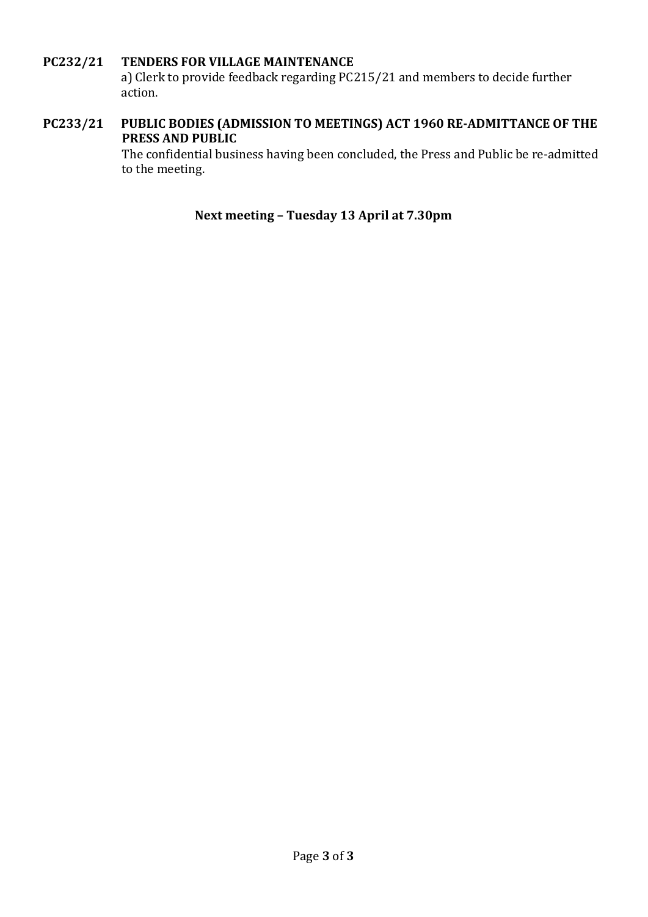**PC232/21 TENDERS FOR VILLAGE MAINTENANCE**

a) Clerk to provide feedback regarding PC215/21 and members to decide further action.

**PC233/21 PUBLIC BODIES (ADMISSION TO MEETINGS) ACT 1960 RE-ADMITTANCE OF THE PRESS AND PUBLIC**

The confidential business having been concluded, the Press and Public be re-admitted to the meeting.

**Next meeting – Tuesday 13 April at 7.30pm**